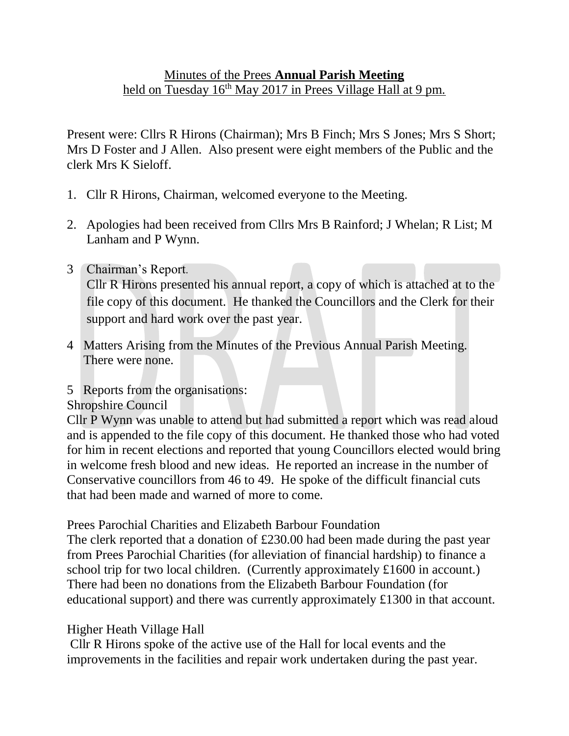Minutes of the Prees **Annual Parish Meeting**
held on Tuesday 16th May 2017 in Prees Village Hall at 9 pm.

Present were: Cllrs R Hirons (Chairman); Mrs B Finch; Mrs S Jones; Mrs S Short; Mrs D Foster and J Allen. Also present were eight members of the Public and the clerk Mrs K Sieloff.

1. Cllr R Hirons, Chairman, welcomed everyone to the Meeting.

2. Apologies had been received from Cllrs Mrs B Rainford; J Whelan; R List; M Lanham and P Wynn.

3 Chairman's Report.
Cllr R Hirons presented his annual report, a copy of which is attached at to the file copy of this document. He thanked the Councillors and the Clerk for their support and hard work over the past year.

4 Matters Arising from the Minutes of the Previous Annual Parish Meeting.
There were none.

5 Reports from the organisations:

Shropshire Council

Cllr P Wynn was unable to attend but had submitted a report which was read aloud and is appended to the file copy of this document. He thanked those who had voted for him in recent elections and reported that young Councillors elected would bring in welcome fresh blood and new ideas. He reported an increase in the number of Conservative councillors from 46 to 49. He spoke of the difficult financial cuts that had been made and warned of more to come.

Prees Parochial Charities and Elizabeth Barbour Foundation

The clerk reported that a donation of £230.00 had been made during the past year from Prees Parochial Charities (for alleviation of financial hardship) to finance a school trip for two local children. (Currently approximately £1600 in account.) There had been no donations from the Elizabeth Barbour Foundation (for educational support) and there was currently approximately £1300 in that account.

Higher Heath Village Hall

Cllr R Hirons spoke of the active use of the Hall for local events and the improvements in the facilities and repair work undertaken during the past year.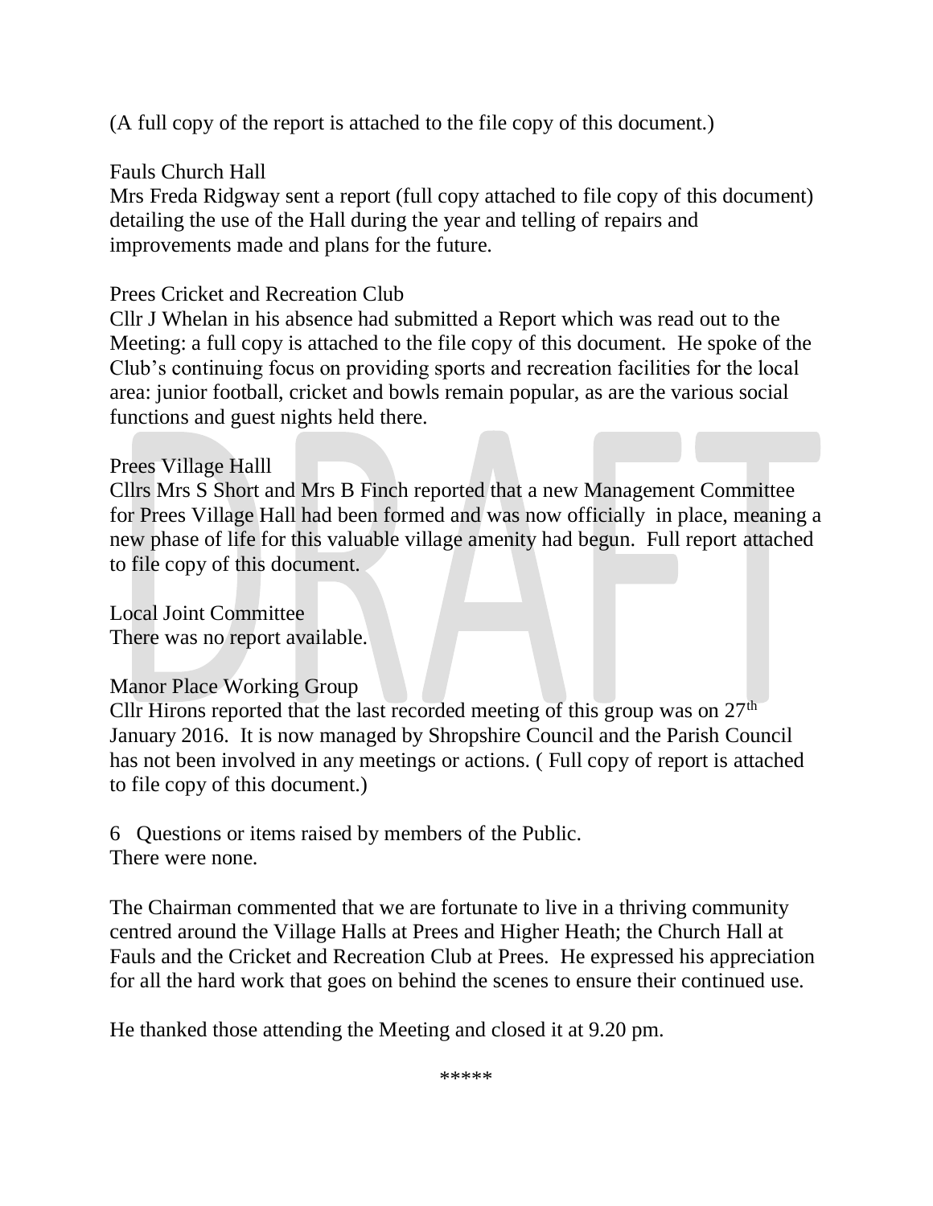(A full copy of the report is attached to the file copy of this document.)

Fauls Church Hall

Mrs Freda Ridgway sent a report (full copy attached to file copy of this document) detailing the use of the Hall during the year and telling of repairs and improvements made and plans for the future.

Prees Cricket and Recreation Club

Cllr J Whelan in his absence had submitted a Report which was read out to the Meeting: a full copy is attached to the file copy of this document. He spoke of the Club's continuing focus on providing sports and recreation facilities for the local area: junior football, cricket and bowls remain popular, as are the various social functions and guest nights held there.

Prees Village Halll

Cllrs Mrs S Short and Mrs B Finch reported that a new Management Committee for Prees Village Hall had been formed and was now officially in place, meaning a new phase of life for this valuable village amenity had begun. Full report attached to file copy of this document.

Local Joint Committee

There was no report available.

Manor Place Working Group

Cllr Hirons reported that the last recorded meeting of this group was on 27th January 2016. It is now managed by Shropshire Council and the Parish Council has not been involved in any meetings or actions. ( Full copy of report is attached to file copy of this document.)

6 Questions or items raised by members of the Public.

There were none.

The Chairman commented that we are fortunate to live in a thriving community centred around the Village Halls at Prees and Higher Heath; the Church Hall at Fauls and the Cricket and Recreation Club at Prees. He expressed his appreciation for all the hard work that goes on behind the scenes to ensure their continued use.

He thanked those attending the Meeting and closed it at 9.20 pm.

*****